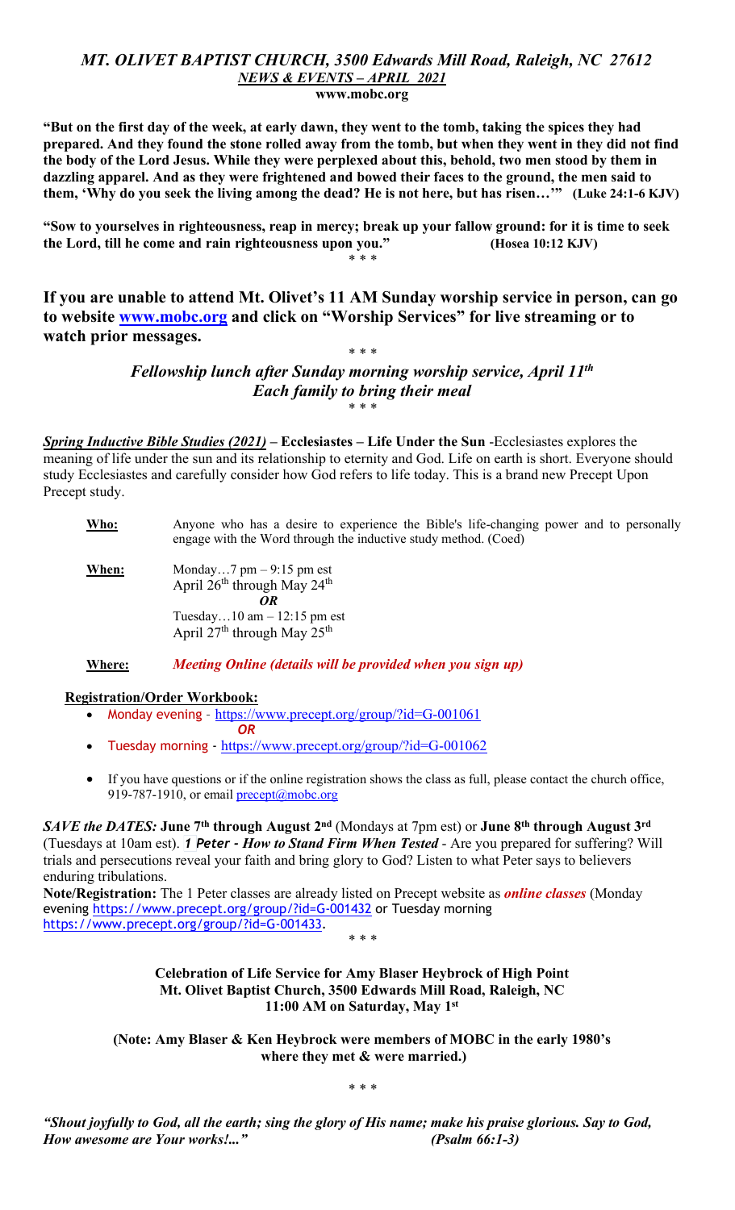# *MT. OLIVET BAPTIST CHURCH, 3500 Edwards Mill Road, Raleigh, NC 27612*

## *NEWS & EVENTS – APRIL 2021*

**www.mobc.org**

**"But on the first day of the week, at early dawn, they went to the tomb, taking the spices they had prepared. And they found the stone rolled away from the tomb, but when they went in they did not find the body of the Lord Jesus. While they were perplexed about this, behold, two men stood by them in dazzling apparel. And as they were frightened and bowed their faces to the ground, the men said to them, 'Why do you seek the living among the dead? He is not here, but has risen…'" (Luke 24:1-6 KJV)**

**"Sow to yourselves in righteousness, reap in mercy; break up your fallow ground: for it is time to seek the Lord, till he come and rain righteousness upon you." (Hosea 10:12 KJV)**

\* \* \*

**If you are unable to attend Mt. Olivet's 11 AM Sunday worship service in person, can go to website [www.mobc.org](http://www.mobc.org) and click on "Worship Services" for live streaming or to watch prior messages.**

\* \* \*

***Fellowship lunch after Sunday morning worship service, April 11th***
***Each family to bring their meal***

\* \* \*

***Spring Inductive Bible Studies (2021)*** **– Ecclesiastes – Life Under the Sun** -Ecclesiastes explores the meaning of life under the sun and its relationship to eternity and God. Life on earth is short. Everyone should study Ecclesiastes and carefully consider how God refers to life today. This is a brand new Precept Upon Precept study.

**Who:** Anyone who has a desire to experience the Bible's life-changing power and to personally engage with the Word through the inductive study method. (Coed)

**When:** Monday…7 pm – 9:15 pm est
April 26th through May 24th
***OR***
Tuesday…10 am – 12:15 pm est
April 27th through May 25th

**Where:** ***Meeting Online (details will be provided when you sign up)***

**Registration/Order Workbook:**

- Monday evening - https://www.precept.org/group/?id=G-001061
  ***OR***
- Tuesday morning - https://www.precept.org/group/?id=G-001062
- If you have questions or if the online registration shows the class as full, please contact the church office, 919-787-1910, or email precept@mobc.org

***SAVE the DATES:*** **June 7th through August 2nd** (Mondays at 7pm est) or **June 8th through August 3rd** (Tuesdays at 10am est). ***1 Peter - How to Stand Firm When Tested*** - Are you prepared for suffering? Will trials and persecutions reveal your faith and bring glory to God? Listen to what Peter says to believers enduring tribulations.

**Note/Registration:** The 1 Peter classes are already listed on Precept website as ***online classes*** (Monday evening https://www.precept.org/group/?id=G-001432 or Tuesday morning https://www.precept.org/group/?id=G-001433.

\* \* \*

**Celebration of Life Service for Amy Blaser Heybrock of High Point**
**Mt. Olivet Baptist Church, 3500 Edwards Mill Road, Raleigh, NC**
**11:00 AM on Saturday, May 1st**

**(Note: Amy Blaser & Ken Heybrock were members of MOBC in the early 1980's where they met & were married.)**

\* \* \*

***"Shout joyfully to God, all the earth; sing the glory of His name; make his praise glorious. Say to God, How awesome are Your works!..." (Psalm 66:1-3)***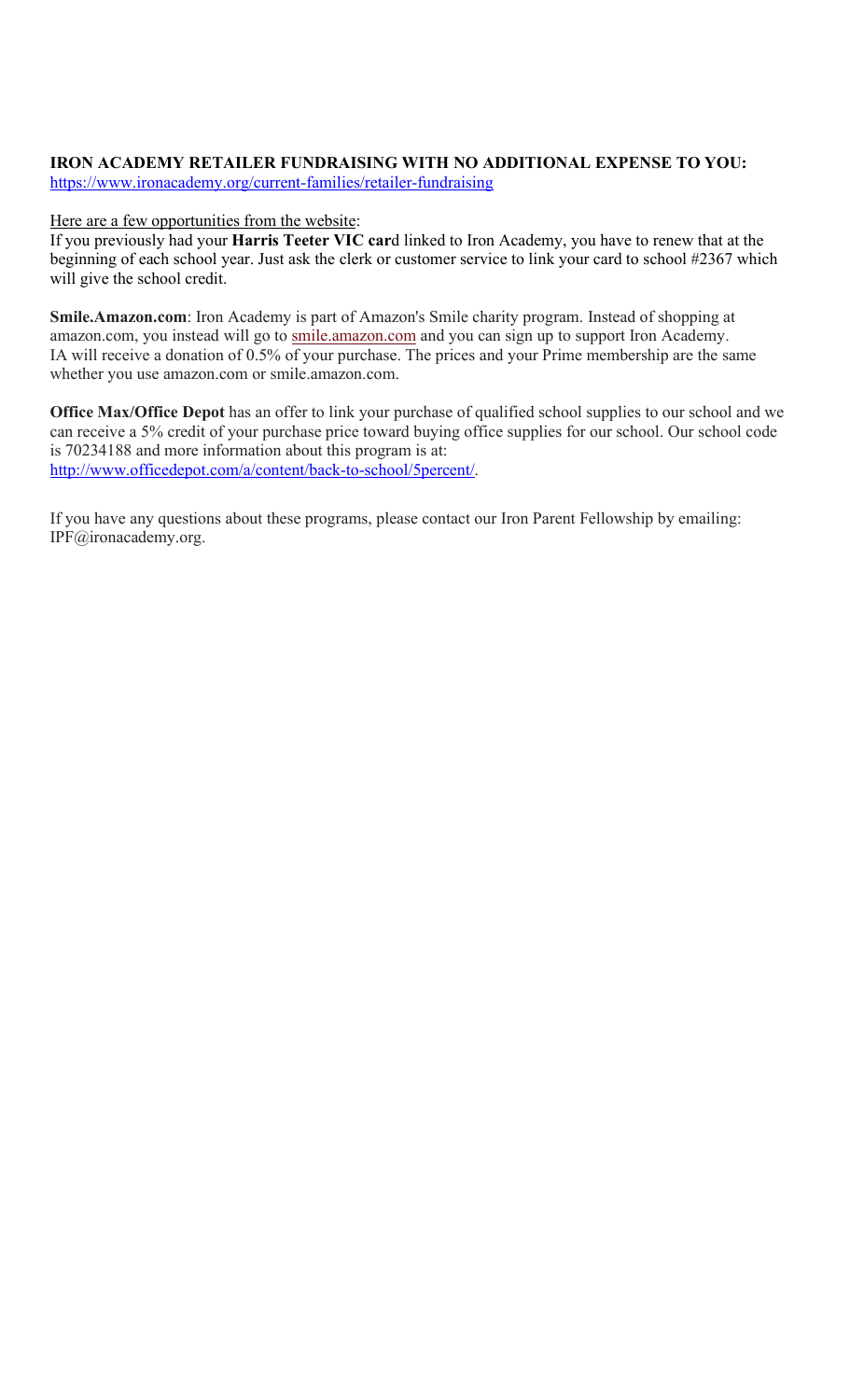**IRON ACADEMY RETAILER FUNDRAISING WITH NO ADDITIONAL EXPENSE TO YOU:**
https://www.ironacademy.org/current-families/retailer-fundraising

Here are a few opportunities from the website:
If you previously had your **Harris Teeter VIC car**d linked to Iron Academy, you have to renew that at the beginning of each school year. Just ask the clerk or customer service to link your card to school #2367 which will give the school credit.

**Smile.Amazon.com**: Iron Academy is part of Amazon's Smile charity program. Instead of shopping at amazon.com, you instead will go to smile.amazon.com and you can sign up to support Iron Academy. IA will receive a donation of 0.5% of your purchase. The prices and your Prime membership are the same whether you use amazon.com or smile.amazon.com.

**Office Max/Office Depot** has an offer to link your purchase of qualified school supplies to our school and we can receive a 5% credit of your purchase price toward buying office supplies for our school. Our school code is 70234188 and more information about this program is at:
http://www.officedepot.com/a/content/back-to-school/5percent/.

If you have any questions about these programs, please contact our Iron Parent Fellowship by emailing: IPF@ironacademy.org.